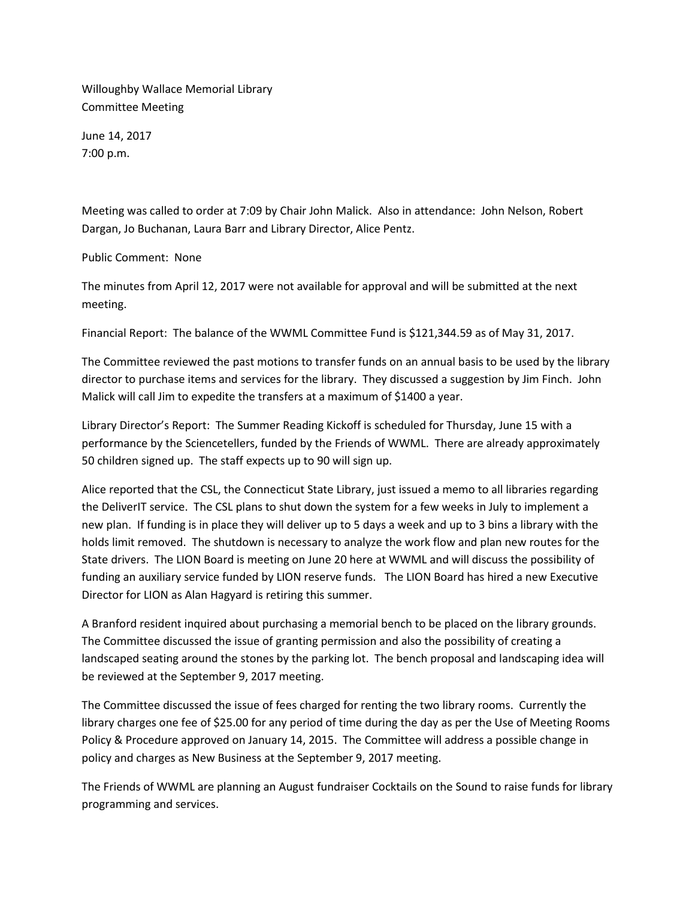Willoughby Wallace Memorial Library
Committee Meeting

June 14, 2017
7:00 p.m.

Meeting was called to order at 7:09 by Chair John Malick. Also in attendance: John Nelson, Robert Dargan, Jo Buchanan, Laura Barr and Library Director, Alice Pentz.

Public Comment: None

The minutes from April 12, 2017 were not available for approval and will be submitted at the next meeting.

Financial Report: The balance of the WWML Committee Fund is $121,344.59 as of May 31, 2017.

The Committee reviewed the past motions to transfer funds on an annual basis to be used by the library director to purchase items and services for the library. They discussed a suggestion by Jim Finch. John Malick will call Jim to expedite the transfers at a maximum of $1400 a year.

Library Director's Report: The Summer Reading Kickoff is scheduled for Thursday, June 15 with a performance by the Sciencetellers, funded by the Friends of WWML. There are already approximately 50 children signed up. The staff expects up to 90 will sign up.

Alice reported that the CSL, the Connecticut State Library, just issued a memo to all libraries regarding the DeliverIT service. The CSL plans to shut down the system for a few weeks in July to implement a new plan. If funding is in place they will deliver up to 5 days a week and up to 3 bins a library with the holds limit removed. The shutdown is necessary to analyze the work flow and plan new routes for the State drivers. The LION Board is meeting on June 20 here at WWML and will discuss the possibility of funding an auxiliary service funded by LION reserve funds. The LION Board has hired a new Executive Director for LION as Alan Hagyard is retiring this summer.

A Branford resident inquired about purchasing a memorial bench to be placed on the library grounds. The Committee discussed the issue of granting permission and also the possibility of creating a landscaped seating around the stones by the parking lot. The bench proposal and landscaping idea will be reviewed at the September 9, 2017 meeting.

The Committee discussed the issue of fees charged for renting the two library rooms. Currently the library charges one fee of $25.00 for any period of time during the day as per the Use of Meeting Rooms Policy & Procedure approved on January 14, 2015. The Committee will address a possible change in policy and charges as New Business at the September 9, 2017 meeting.

The Friends of WWML are planning an August fundraiser Cocktails on the Sound to raise funds for library programming and services.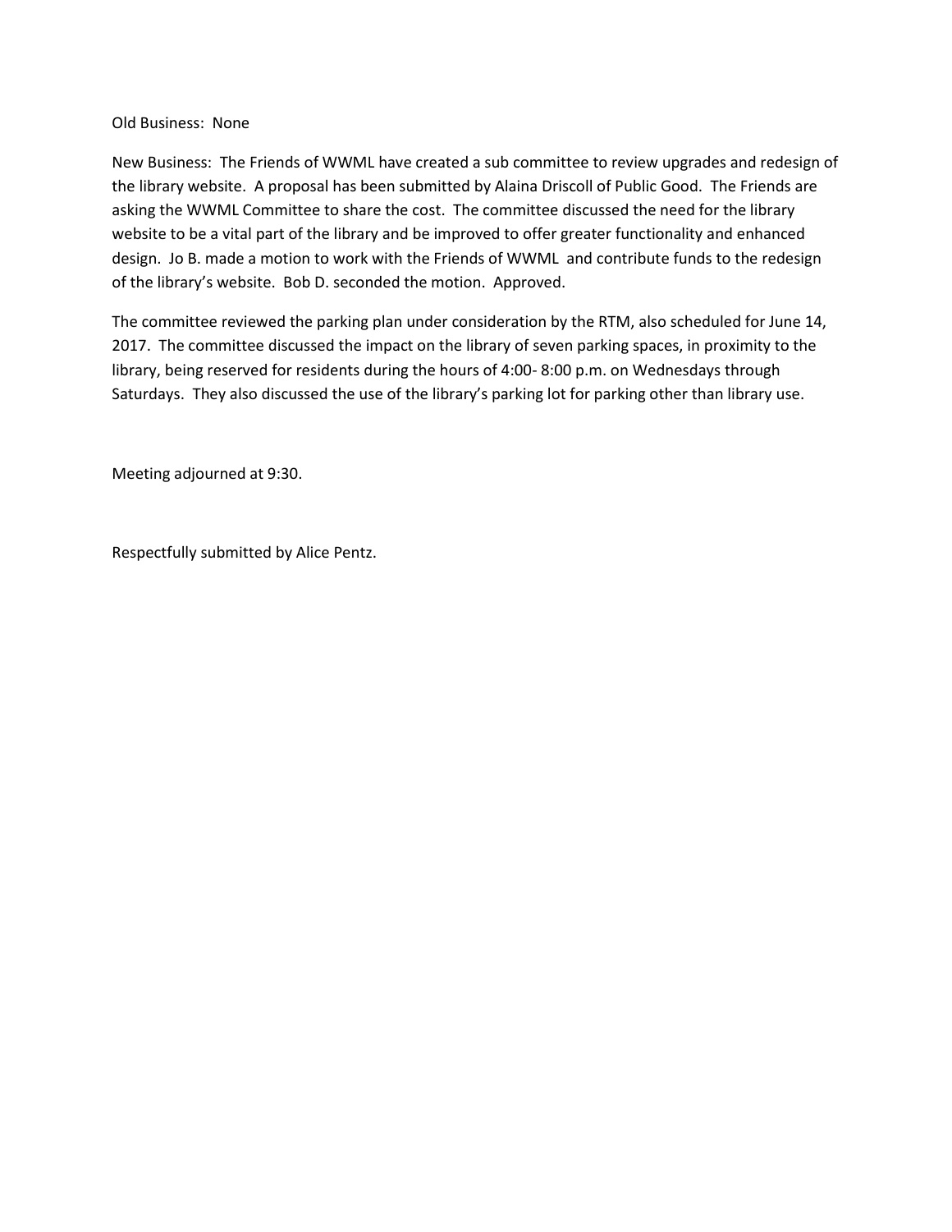Old Business: None

New Business: The Friends of WWML have created a sub committee to review upgrades and redesign of the library website. A proposal has been submitted by Alaina Driscoll of Public Good. The Friends are asking the WWML Committee to share the cost. The committee discussed the need for the library website to be a vital part of the library and be improved to offer greater functionality and enhanced design. Jo B. made a motion to work with the Friends of WWML and contribute funds to the redesign of the library's website. Bob D. seconded the motion. Approved.

The committee reviewed the parking plan under consideration by the RTM, also scheduled for June 14, 2017. The committee discussed the impact on the library of seven parking spaces, in proximity to the library, being reserved for residents during the hours of 4:00- 8:00 p.m. on Wednesdays through Saturdays. They also discussed the use of the library's parking lot for parking other than library use.

Meeting adjourned at 9:30.

Respectfully submitted by Alice Pentz.